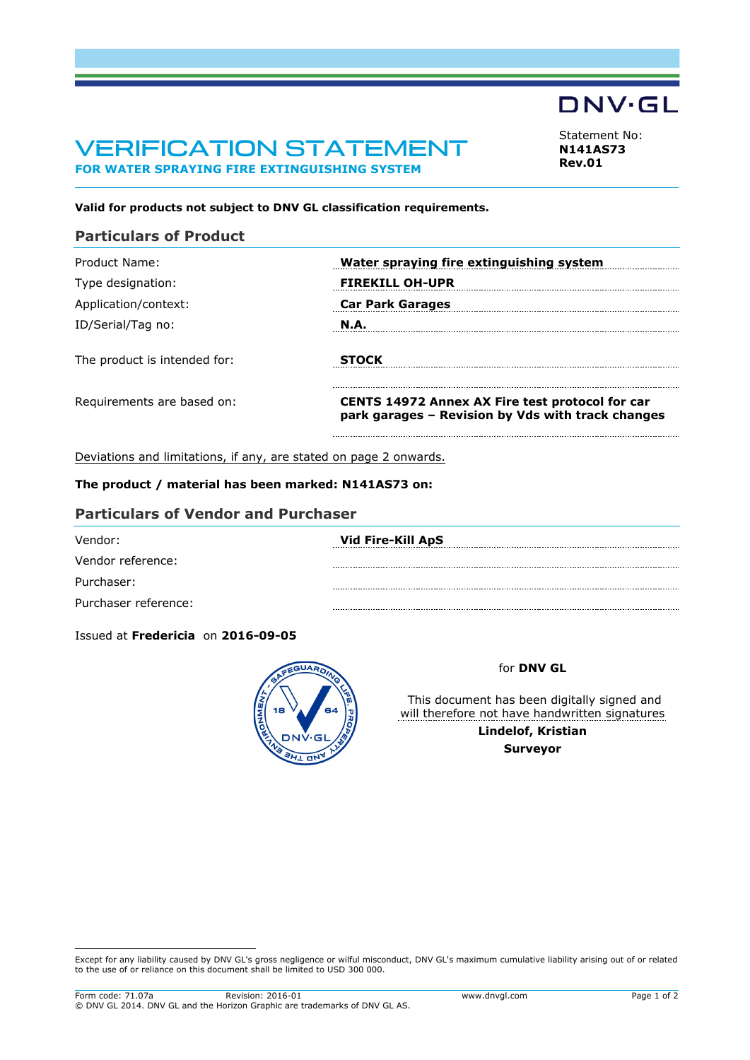DNV·GL

# VERIFICATION STATEMENT

**FOR WATER SPRAYING FIRE EXTINGUISHING SYSTEM**

Statement No:
**N141AS73**
**Rev.01**

**Valid for products not subject to DNV GL classification requirements.**

## Particulars of Product

| | |
|---|---|
| Product Name: | **Water spraying fire extinguishing system** |
| Type designation: | **FIREKILL OH-UPR** |
| Application/context: | **Car Park Garages** |
| ID/Serial/Tag no: | **N.A.** |
| The product is intended for: | **STOCK** |
| Requirements are based on: | **CENTS 14972 Annex AX Fire test protocol for car park garages – Revision by Vds with track changes** |

Deviations and limitations, if any, are stated on page 2 onwards.

**The product / material has been marked: N141AS73 on:**

## Particulars of Vendor and Purchaser

| | |
|---|---|
| Vendor: | **Vid Fire-Kill ApS** |
| Vendor reference: | |
| Purchaser: | |
| Purchaser reference: | |

Issued at **Fredericia** on **2016-09-05**

for **DNV GL**

This document has been digitally signed and will therefore not have handwritten signatures

**Lindelof, Kristian**
**Surveyor**

Except for any liability caused by DNV GL's gross negligence or wilful misconduct, DNV GL's maximum cumulative liability arising out of or related to the use of or reliance on this document shall be limited to USD 300 000.

Form code: 71.07a Revision: 2016-01 www.dnvgl.com
© DNV GL 2014. DNV GL and the Horizon Graphic are trademarks of DNV GL AS.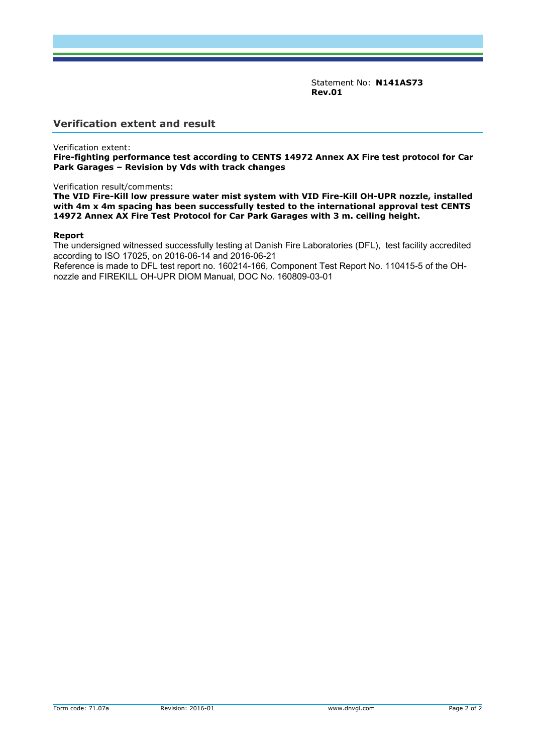Statement No: **N141AS73**
**Rev.01**

## Verification extent and result

Verification extent:
**Fire-fighting performance test according to CENTS 14972 Annex AX Fire test protocol for Car Park Garages – Revision by Vds with track changes**

Verification result/comments:
**The VID Fire-Kill low pressure water mist system with VID Fire-Kill OH-UPR nozzle, installed with 4m x 4m spacing has been successfully tested to the international approval test CENTS 14972 Annex AX Fire Test Protocol for Car Park Garages with 3 m. ceiling height.**

**Report**
The undersigned witnessed successfully testing at Danish Fire Laboratories (DFL), test facility accredited according to ISO 17025, on 2016-06-14 and 2016-06-21
Reference is made to DFL test report no. 160214-166, Component Test Report No. 110415-5 of the OH-nozzle and FIREKILL OH-UPR DIOM Manual, DOC No. 160809-03-01